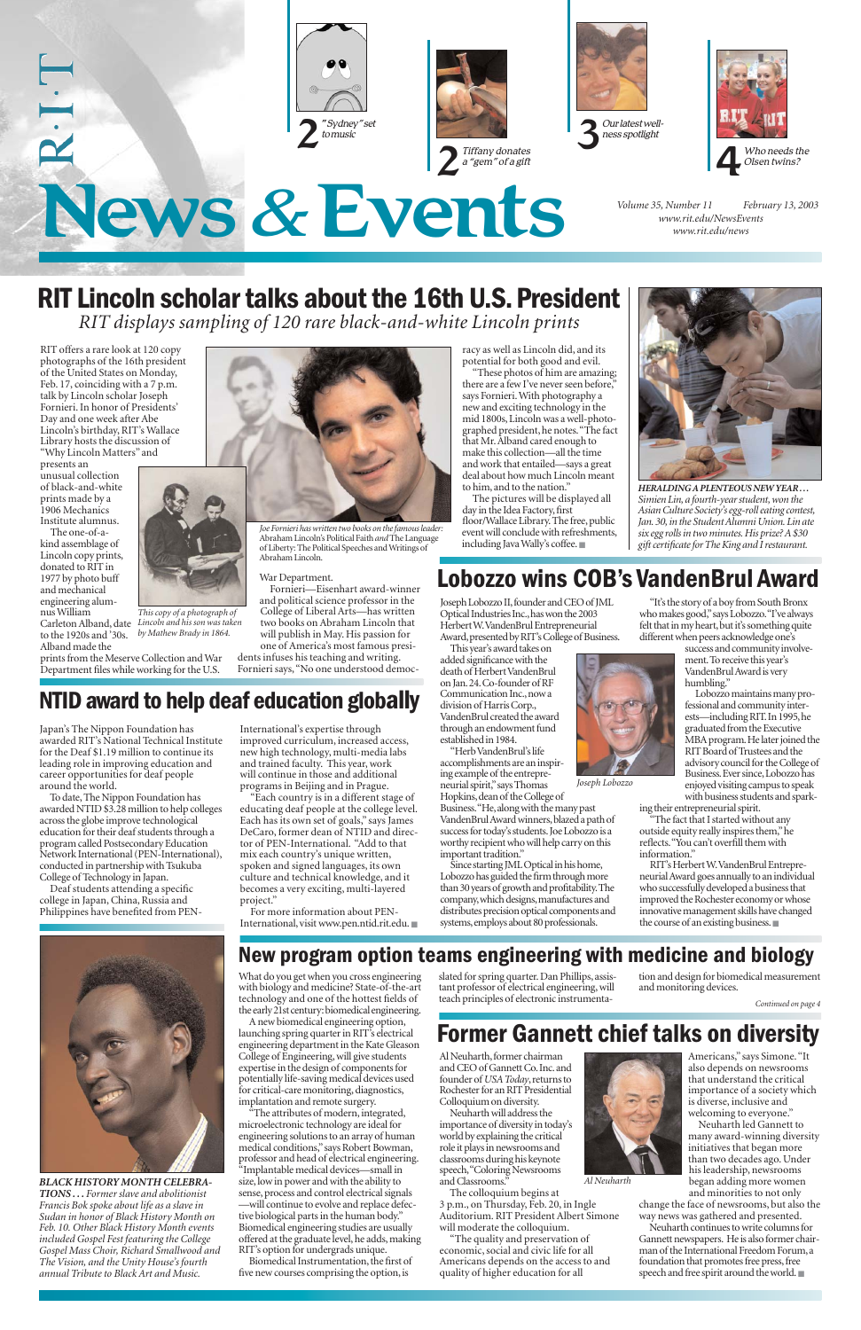# R·I·T News & Events

2 "Sydney" set to music

2 Tiffany donates a "gem" of a gift

3 Our latest wellness spotlight

4 Who needs the Olsen twins?

Volume 35, Number 11 February 13, 2003
www.rit.edu/NewsEvents
www.rit.edu/news

## RIT Lincoln scholar talks about the 16th U.S. President

*RIT displays sampling of 120 rare black-and-white Lincoln prints*

RIT offers a rare look at 120 copy photographs of the 16th president of the United States on Monday, Feb. 17, coinciding with a 7 p.m. talk by Lincoln scholar Joseph Fornieri. In honor of Presidents' Day and one week after Abe Lincoln's birthday, RIT's Wallace Library hosts the discussion of "Why Lincoln Matters" and presents an unusual collection of black-and-white prints made by a 1906 Mechanics Institute alumnus.

The one-of-a-kind assemblage of Lincoln copy prints, donated to RIT in 1977 by photo buff and mechanical engineering alumnus William Carleton Alband, date to the 1920s and '30s. Alband made the prints from the Meserve Collection and War Department files while working for the U.S. War Department.

*This copy of a photograph of Lincoln and his son was taken by Mathew Brady in 1864.*

*Joe Fornieri has written two books on the famous leader: Abraham Lincoln's Political Faith and The Language of Liberty: The Political Speeches and Writings of Abraham Lincoln.*

Fornieri—Eisenhart award-winner and political science professor in the College of Liberal Arts—has written two books on Abraham Lincoln that will publish in May. His passion for one of America's most famous presidents infuses his teaching and writing. Fornieri says, "No one understood democracy as well as Lincoln did, and its potential for both good and evil.

"These photos of him are amazing; there are a few I've never seen before," says Fornieri. With photography a new and exciting technology in the mid 1800s, Lincoln was a well-photographed president, he notes. "The fact that Mr. Alband cared enough to make this collection—all the time and work that entailed—says a great deal about how much Lincoln meant to him, and to the nation."

The pictures will be displayed all day in the Idea Factory, first floor/Wallace Library. The free, public event will conclude with refreshments, including Java Wally's coffee. ■

*HERALDING A PLENTEOUS NEW YEAR... Simien Lin, a fourth-year student, won the Asian Culture Society's egg-roll eating contest, Jan. 30, in the Student Alumni Union. Lin ate six egg rolls in two minutes. His prize? A $30 gift certificate for The King and I restaurant.*

## Lobozzo wins COB's VandenBrul Award

Joseph Lobozzo II, founder and CEO of JML Optical Industries Inc., has won the 2003 Herbert W. VandenBrul Entrepreneurial Award, presented by RIT's College of Business.

This year's award takes on added significance with the death of Herbert VandenBrul on Jan. 24. Co-founder of RF Communication Inc., now a division of Harris Corp., VandenBrul created the award through an endowment fund established in 1984.

"Herb VandenBrul's life accomplishments are an inspiring example of the entrepreneurial spirit," says Thomas Hopkins, dean of the College of Business. "He, along with the many past VandenBrul Award winners, blazed a path of success for today's students. Joe Lobozzo is a worthy recipient who will help carry on this important tradition."

*Joseph Lobozzo*

Since starting JML Optical in his home, Lobozzo has guided the firm through more than 30 years of growth and profitability. The company, which designs, manufactures and distributes precision optical components and systems, employs about 80 professionals.

"It's the story of a boy from South Bronx who makes good," says Lobozzo. "I've always felt that in my heart, but it's something quite different when peers acknowledge one's success and community involvement. To receive this year's VandenBrul Award is very humbling."

Lobozzo maintains many professional and community interests—including RIT. In 1995, he graduated from the Executive MBA program. He later joined the RIT Board of Trustees and the advisory council for the College of Business. Ever since, Lobozzo has enjoyed visiting campus to speak with business students and sparking their entrepreneurial spirit.

"The fact that I started without any outside equity really inspires them," he reflects. "You can't overfill them with information."

RIT's Herbert W. VandenBrul Entrepreneurial Award goes annually to an individual who successfully developed a business that improved the Rochester economy or whose innovative management skills have changed the course of an existing business. ■

## NTID award to help deaf education globally

Japan's The Nippon Foundation has awarded RIT's National Technical Institute for the Deaf $1.19 million to continue its leading role in improving education and career opportunities for deaf people around the world.

To date, The Nippon Foundation has awarded NTID $3.28 million to help colleges across the globe improve technological education for their deaf students through a program called Postsecondary Education Network International (PEN-International), conducted in partnership with Tsukuba College of Technology in Japan.

Deaf students attending a specific college in Japan, China, Russia and Philippines have benefited from PEN-International's expertise through improved curriculum, increased access, new high technology, multi-media labs and trained faculty. This year, work will continue in those and additional programs in Beijing and in Prague.

"Each country is in a different stage of educating deaf people at the college level. Each has its own set of goals," says James DeCaro, former dean of NTID and director of PEN-International. "Add to that mix each country's unique written, spoken and signed languages, its own culture and technical knowledge, and it becomes a very exciting, multi-layered project."

For more information about PEN-International, visit www.pen.ntid.rit.edu. ■

*BLACK HISTORY MONTH CELEBRATIONS... Former slave and abolitionist Francis Bok spoke about life as a slave in Sudan in honor of Black History Month on Feb. 10. Other Black History Month events included Gospel Fest featuring the College Gospel Mass Choir, Richard Smallwood and The Vision, and the Unity House's fourth annual Tribute to Black Art and Music.*

## New program option teams engineering with medicine and biology

What do you get when you cross engineering with biology and medicine? State-of-the-art technology and one of the hottest fields of the early 21st century: biomedical engineering.

A new biomedical engineering option, launching spring quarter in RIT's electrical engineering department in the Kate Gleason College of Engineering, will give students expertise in the design of components for potentially life-saving medical devices used for critical-care monitoring, diagnostics, implantation and remote surgery.

"The attributes of modern, integrated, microelectronic technology are ideal for engineering solutions to an array of human medical conditions," says Robert Bowman, professor and head of electrical engineering. "Implantable medical devices—small in size, low in power and with the ability to sense, process and control electrical signals—will continue to evolve and replace defective biological parts in the human body." Biomedical engineering studies are usually offered at the graduate level, he adds, making RIT's option for undergrads unique.

Biomedical Instrumentation, the first of five new courses comprising the option, is slated for spring quarter. Dan Phillips, assistant professor of electrical engineering, will teach principles of electronic instrumentation and design for biomedical measurement and monitoring devices.

*Continued on page 4*

## Former Gannett chief talks on diversity

Al Neuharth, former chairman and CEO of Gannett Co. Inc. and founder of *USA Today*, returns to Rochester for an RIT Presidential Colloquium on diversity.

Neuharth will address the importance of diversity in today's world by explaining the critical role it plays in newsrooms and classrooms during his keynote speech, "Coloring Newsrooms and Classrooms."

*Al Neuharth*

The colloquium begins at 3 p.m., on Thursday, Feb. 20, in Ingle Auditorium. RIT President Albert Simone will moderate the colloquium.

"The quality and preservation of economic, social and civic life for all Americans depends on the access to and quality of higher education for all Americans," says Simone. "It also depends on newsrooms that understand the critical importance of a society which is diverse, inclusive and welcoming to everyone."

Neuharth led Gannett to many award-winning diversity initiatives that began more than two decades ago. Under his leadership, newsrooms began adding more women and minorities to not only change the face of newsrooms, but also the way news was gathered and presented.

Neuharth continues to write columns for Gannett newspapers. He is also former chairman of the International Freedom Forum, a foundation that promotes free press, free speech and free spirit around the world. ■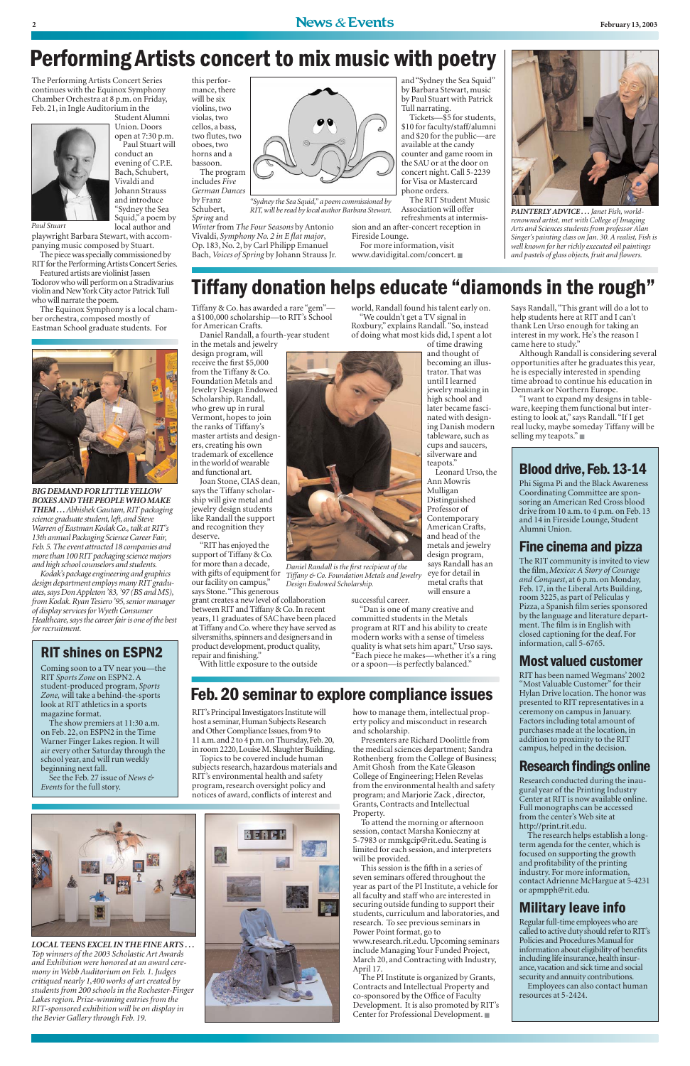# Performing Artists concert to mix music with poetry

The Performing Artists Concert Series continues with the Equinox Symphony Chamber Orchestra at 8 p.m. on Friday, Feb. 21, in Ingle Auditorium in the Student Alumni Union. Doors open at 7:30 p.m.

Paul Stuart will conduct an evening of C.P.E. Bach, Schubert, Vivaldi and Johann Strauss and introduce "Sydney the Sea Squid," a poem by local author and playwright Barbara Stewart, with accompanying music composed by Stuart.

*Paul Stuart*

The piece was specially commissioned by RIT for the Performing Artists Concert Series.

Featured artists are violinist Jassen Todorov who will perform on a Stradivarius violin and New York City actor Patrick Tull who will narrate the poem.

The Equinox Symphony is a local chamber orchestra, composed mostly of Eastman School graduate students. For this performance, there will be six violins, two violas, two cellos, a bass, two flutes, two oboes, two horns and a bassoon.

The program includes *Five German Dances* by Franz Schubert, *Spring* and *Winter* from *The Four Seasons* by Antonio Vivaldi, *Symphony No. 2 in E flat major*, Op. 183, No. 2, by Carl Philipp Emanuel Bach, *Voices of Spring* by Johann Strauss Jr. and "Sydney the Sea Squid" by Barbara Stewart, music by Paul Stuart with Patrick Tull narrating.

*"Sydney the Sea Squid," a poem commissioned by RIT, will be read by local author Barbara Stewart.*

Tickets—$5 for students, $10 for faculty/staff/alumni and $20 for the public—are available at the candy counter and game room in the SAU or at the door on concert night. Call 5-2239 for Visa or Mastercard phone orders.

The RIT Student Music Association will offer refreshments at intermission and an after-concert reception in Fireside Lounge.

For more information, visit www.davidigital.com/concert.

*PAINTERLY ADVICE . . . Janet Fish, world-renowned artist, met with College of Imaging Arts and Sciences students from professor Alan Singer's painting class on Jan. 30. A realist, Fish is well known for her richly executed oil paintings and pastels of glass objects, fruit and flowers.*

*BIG DEMAND FOR LITTLE YELLOW BOXES AND THE PEOPLE WHO MAKE THEM . . . Abhishek Gautam, RIT packaging science graduate student, left, and Steve Warren of Eastman Kodak Co., talk at RIT's 13th annual Packaging Science Career Fair, Feb. 5. The event attracted 18 companies and more than 100 RIT packaging science majors and high school counselors and students.*

*Kodak's package engineering and graphics design department employs many RIT graduates, says Don Appleton '83, '97 (BS and MS), from Kodak. Ryan Tesiero '95, senior manager of display services for Wyeth Consumer Healthcare, says the career fair is one of the best for recruitment.*

# Tiffany donation helps educate "diamonds in the rough"

Tiffany & Co. has awarded a rare "gem"—a $100,000 scholarship—to RIT's School for American Crafts.

Daniel Randall, a fourth-year student in the metals and jewelry design program, will receive the first $5,000 from the Tiffany & Co. Foundation Metals and Jewelry Design Endowed Scholarship. Randall, who grew up in rural Vermont, hopes to join the ranks of Tiffany's master artists and designers, creating his own trademark of excellence in the world of wearable and functional art.

Joan Stone, CIAS dean, says the Tiffany scholarship will give metal and jewelry design students like Randall the support and recognition they deserve.

"RIT has enjoyed the support of Tiffany & Co. for more than a decade, with gifts of equipment for our facility on campus," says Stone. "This generous grant creates a new level of collaboration between RIT and Tiffany & Co. In recent years, 11 graduates of SAC have been placed at Tiffany and Co. where they have served as silversmiths, spinners and designers and in product development, product quality, repair and finishing."

With little exposure to the outside world, Randall found his talent early on. "We couldn't get a TV signal in Roxbury," explains Randall. "So, instead of doing what most kids did, I spent a lot of time drawing and thought of becoming an illustrator. That was until I learned jewelry making in high school and later became fascinated with designing Danish modern tableware, such as cups and saucers, silverware and teapots."

*Daniel Randall is the first recipient of the Tiffany & Co. Foundation Metals and Jewelry Design Endowed Scholarship.*

Leonard Urso, the Ann Mowris Mulligan Distinguished Professor of Contemporary American Crafts, and head of the metals and jewelry design program, says Randall has an eye for detail in metal crafts that will ensure a successful career.

"Dan is one of many creative and committed students in the Metals program at RIT and his ability to create modern works with a sense of timeless quality is what sets him apart," Urso says. "Each piece he makes—whether it's a ring or a spoon—is perfectly balanced."

Says Randall, "This grant will do a lot to help students here at RIT and I can't thank Len Urso enough for taking an interest in my work. He's the reason I came here to study."

Although Randall is considering several opportunities after he graduates this year, he is especially interested in spending time abroad to continue his education in Denmark or Northern Europe.

"I want to expand my designs in tableware, keeping them functional but interesting to look at," says Randall. "If I get real lucky, maybe someday Tiffany will be selling my teapots."

## RIT shines on ESPN2

Coming soon to a TV near you—the RIT *Sports Zone* on ESPN2. A student-produced program, *Sports Zone*, will take a behind-the-scenes look at RIT athletics in a sports magazine format.

The show premiers at 11:30 a.m. on Feb. 22, on ESPN2 in the Time Warner Finger Lakes region. It will air every other Saturday through the school year, and will run weekly beginning next fall.

See the Feb. 27 issue of *News & Events* for the full story.

# Feb. 20 seminar to explore compliance issues

RIT's Principal Investigators Institute will host a seminar, Human Subjects Research and Other Compliance Issues, from 9 to 11 a.m. and 2 to 4 p.m. on Thursday, Feb. 20, in room 2220, Louise M. Slaughter Building.

Topics to be covered include human subjects research, hazardous materials and RIT's environmental health and safety program, research oversight policy and notices of award, conflicts of interest and how to manage them, intellectual property policy and misconduct in research and scholarship.

Presenters are Richard Doolittle from the medical sciences department; Sandra Rothenberg from the College of Business; Amit Ghosh from the Kate Gleason College of Engineering; Helen Revelas from the environmental health and safety program; and Marjorie Zack, director, Grants, Contracts and Intellectual Property.

To attend the morning or afternoon session, contact Marsha Konieczny at 5-7983 or mmkgcip@rit.edu. Seating is limited for each session, and interpreters will be provided.

This session is the fifth in a series of seven seminars offered throughout the year as part of the PI Institute, a vehicle for all faculty and staff who are interested in securing outside funding to support their students, curriculum and laboratories, and research. To see previous seminars in Power Point format, go to www.research.rit.edu. Upcoming seminars include Managing Your Funded Project, March 20, and Contracting with Industry, April 17.

The PI Institute is organized by Grants, Contracts and Intellectual Property and co-sponsored by the Office of Faculty Development. It is also promoted by RIT's Center for Professional Development.

*LOCAL TEENS EXCEL IN THE FINE ARTS . . . Top winners of the 2003 Scholastic Art Awards and Exhibition were honored at an award ceremony in Webb Auditorium on Feb. 1. Judges critiqued nearly 1,400 works of art created by students from 200 schools in the Rochester-Finger Lakes region. Prize-winning entries from the RIT-sponsored exhibition will be on display in the Bevier Gallery through Feb. 19.*

## Blood drive, Feb. 13-14

Phi Sigma Pi and the Black Awareness Coordinating Committee are sponsoring an American Red Cross blood drive from 10 a.m. to 4 p.m. on Feb. 13 and 14 in Fireside Lounge, Student Alumni Union.

## Fine cinema and pizza

The RIT community is invited to view the film, *Mexico: A Story of Courage and Conquest*, at 6 p.m. on Monday, Feb. 17, in the Liberal Arts Building, room 3225, as part of Peliculas y Pizza, a Spanish film series sponsored by the language and literature department. The film is in English with closed captioning for the deaf. For information, call 5-6765.

## Most valued customer

RIT has been named Wegmans' 2002 "Most Valuable Customer" for their Hylan Drive location. The honor was presented to RIT representatives in a ceremony on campus in January. Factors including total amount of purchases made at the location, in addition to proximity to the RIT campus, helped in the decision.

## Research findings online

Research conducted during the inaugural year of the Printing Industry Center at RIT is now available online. Full monographs can be accessed from the center's Web site at http://print.rit.edu.

The research helps establish a long-term agenda for the center, which is focused on supporting the growth and profitability of the printing industry. For more information, contact Adrienne McHargue at 5-4231 or apmpph@rit.edu.

## Military leave info

Regular full-time employees who are called to active duty should refer to RIT's Policies and Procedures Manual for information about eligibility of benefits including life insurance, health insurance, vacation and sick time and social security and annuity contributions.

Employees can also contact human resources at 5-2424.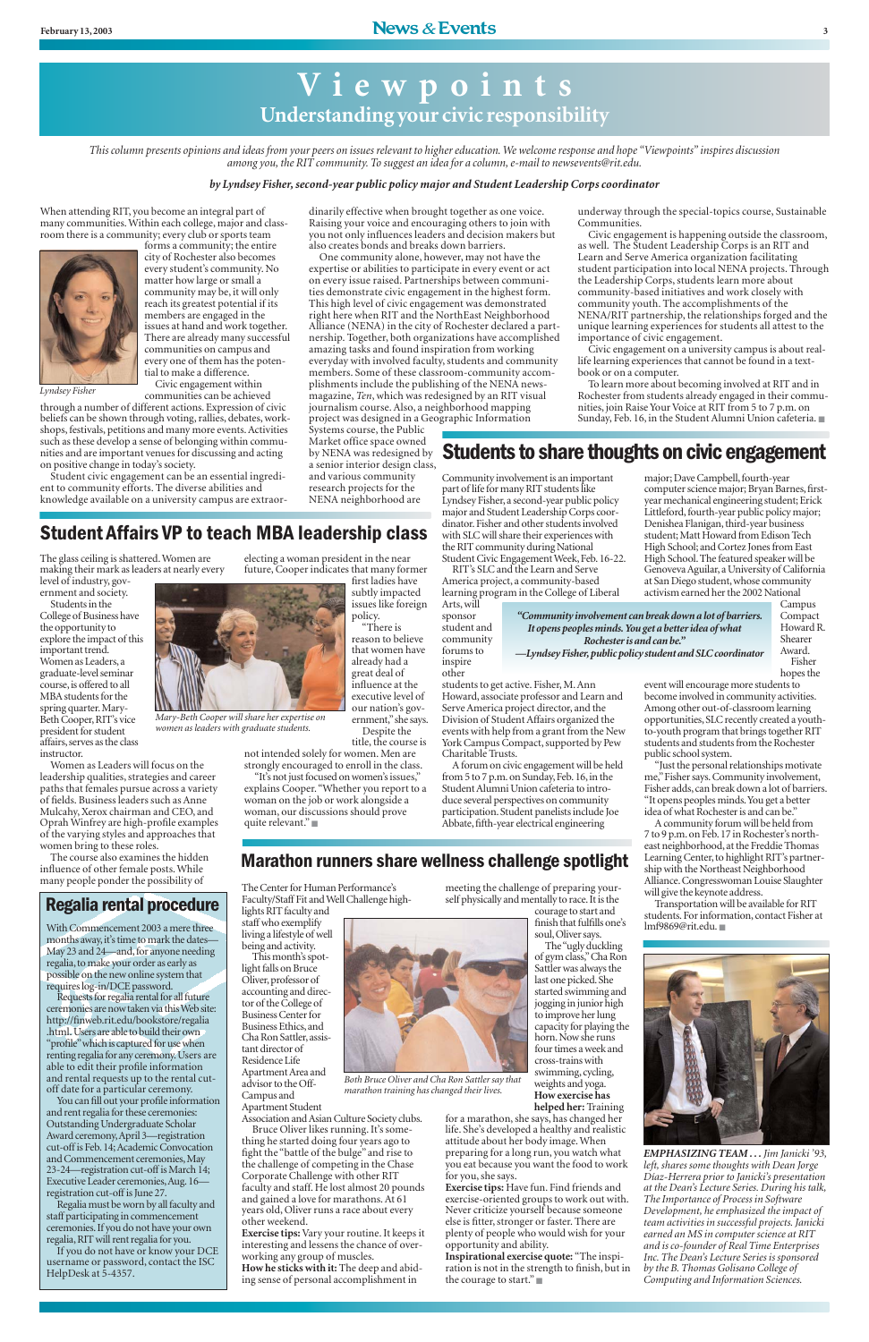# Viewpoints

## Understanding your civic responsibility

*This column presents opinions and ideas from your peers on issues relevant to higher education. We welcome response and hope "Viewpoints" inspires discussion among you, the RIT community. To suggest an idea for a column, e-mail to newsevents@rit.edu.*

***by Lyndsey Fisher, second-year public policy major and Student Leadership Corps coordinator***

When attending RIT, you become an integral part of many communities. Within each college, major and classroom there is a community; every club or sports team forms a community; the entire city of Rochester also becomes every student's community. No matter how large or small a community may be, it will only reach its greatest potential if its members are engaged in the issues at hand and work together. There are already many successful communities on campus and every one of them has the potential to make a difference.

*Lyndsey Fisher*

Civic engagement within communities can be achieved through a number of different actions. Expression of civic beliefs can be shown through voting, rallies, debates, workshops, festivals, petitions and many more events. Activities such as these develop a sense of belonging within communities and are important venues for discussing and acting on positive change in today's society.

Student civic engagement can be an essential ingredient to community efforts. The diverse abilities and knowledge available on a university campus are extraordinarily effective when brought together as one voice. Raising your voice and encouraging others to join with you not only influences leaders and decision makers but also creates bonds and breaks down barriers.

One community alone, however, may not have the expertise or abilities to participate in every event or act on every issue raised. Partnerships between communities demonstrate civic engagement in the highest form. This high level of civic engagement was demonstrated right here when RIT and the NorthEast Neighborhood Alliance (NENA) in the city of Rochester declared a partnership. Together, both organizations have accomplished amazing tasks and found inspiration from working everyday with involved faculty, students and community members. Some of these classroom-community accomplishments include the publishing of the NENA newsmagazine, *Ten*, which was redesigned by an RIT visual journalism course. Also, a neighborhood mapping project was designed in a Geographic Information Systems course, the Public Market office space owned by NENA was redesigned by a senior interior design class, and various community research projects for the NENA neighborhood are underway through the special-topics course, Sustainable Communities.

Civic engagement is happening outside the classroom, as well. The Student Leadership Corps is an RIT and Learn and Serve America organization facilitating student participation into local NENA projects. Through the Leadership Corps, students learn more about community-based initiatives and work closely with community youth. The accomplishments of the NENA/RIT partnership, the relationships forged and the unique learning experiences for students all attest to the importance of civic engagement.

Civic engagement on a university campus is about real-life learning experiences that cannot be found in a textbook or on a computer.

To learn more about becoming involved at RIT and in Rochester from students already engaged in their communities, join Raise Your Voice at RIT from 5 to 7 p.m. on Sunday, Feb. 16, in the Student Alumni Union cafeteria. ■

## Students to share thoughts on civic engagement

Community involvement is an important part of life for many RIT students like Lyndsey Fisher, a second-year public policy major and Student Leadership Corps coordinator. Fisher and other students involved with SLC will share their experiences with the RIT community during National Student Civic Engagement Week, Feb. 16-22.

RIT's SLC and the Learn and Serve America project, a community-based learning program in the College of Liberal Arts, will sponsor student and community forums to inspire other students to get active. Fisher, M. Ann Howard, associate professor and Learn and Serve America project director, and the Division of Student Affairs organized the events with help from a grant from the New York Campus Compact, supported by Pew Charitable Trusts.

> ***"Community involvement can break down a lot of barriers. It opens peoples minds. You get a better idea of what Rochester is and can be."***
> ***—Lyndsey Fisher, public policy student and SLC coordinator***

A forum on civic engagement will be held from 5 to 7 p.m. on Sunday, Feb. 16, in the Student Alumni Union cafeteria to introduce several perspectives on community participation. Student panelists include Joe Abbate, fifth-year electrical engineering major; Dave Campbell, fourth-year computer science major; Bryan Barnes, first-year mechanical engineering student; Erick Littleford, fourth-year public policy major; Denishea Flanigan, third-year business student; Matt Howard from Edison Tech High School; and Cortez Jones from East High School. The featured speaker will be Genoveva Aguilar, a University of California at San Diego student, whose community activism earned her the 2002 National Campus Compact Howard R. Shearer Award.

Fisher hopes the event will encourage more students to become involved in community activities. Among other out-of-classroom learning opportunities, SLC recently created a youth-to-youth program that brings together RIT students and students from the Rochester public school system.

"Just the personal relationships motivate me," Fisher says. Community involvement, Fisher adds, can break down a lot of barriers. "It opens peoples minds. You get a better idea of what Rochester is and can be."

A community forum will be held from 7 to 9 p.m. on Feb. 17 in Rochester's northeast neighborhood, at the Freddie Thomas Learning Center, to highlight RIT's partnership with the Northeast Neighborhood Alliance. Congresswoman Louise Slaughter will give the keynote address.

Transportation will be available for RIT students. For information, contact Fisher at lmf9869@rit.edu. ■

## Student Affairs VP to teach MBA leadership class

The glass ceiling is shattered. Women are making their mark as leaders at nearly every level of industry, government and society.

Students in the College of Business have the opportunity to explore the impact of this important trend. Women as Leaders, a graduate-level seminar course, is offered to all MBA students for the spring quarter. Mary-Beth Cooper, RIT's vice president for student affairs, serves as the class instructor.

*Mary-Beth Cooper will share her expertise on women as leaders with graduate students.*

Women as Leaders will focus on the leadership qualities, strategies and career paths that females pursue across a variety of fields. Business leaders such as Anne Mulcahy, Xerox chairman and CEO, and Oprah Winfrey are high-profile examples of the varying styles and approaches that women bring to these roles.

The course also examines the hidden influence of other female posts. While many people ponder the possibility of electing a woman president in the near future, Cooper indicates that many former first ladies have subtly impacted issues like foreign policy.

"There is reason to believe that women have already had a great deal of influence at the executive level of our nation's government," she says.

Despite the title, the course is not intended solely for women. Men are strongly encouraged to enroll in the class.

"It's not just focused on women's issues," explains Cooper. "Whether you report to a woman on the job or work alongside a woman, our discussions should prove quite relevant." ■

## Regalia rental procedure

With Commencement 2003 a mere three months away, it's time to mark the dates—May 23 and 24—and, for anyone needing regalia, to make your order as early as possible on the new online system that requires log-in/DCE password.

Requests for regalia rental for all future ceremonies are now taken via this Web site: http://finweb.rit.edu/bookstore/regalia.html. Users are able to build their own "profile" which is captured for use when renting regalia for any ceremony. Users are able to edit their profile information and rental requests up to the rental cut-off date for a particular ceremony.

You can fill out your profile information and rent regalia for these ceremonies: Outstanding Undergraduate Scholar Award ceremony, April 3—registration cut-off is Feb. 14; Academic Convocation and Commencement ceremonies, May 23-24—registration cut-off is March 14; Executive Leader ceremonies, Aug. 16—registration cut-off is June 27.

Regalia must be worn by all faculty and staff participating in commencement ceremonies. If you do not have your own regalia, RIT will rent regalia for you.

If you do not have or know your DCE username or password, contact the ISC HelpDesk at 5-4357.

## Marathon runners share wellness challenge spotlight

The Center for Human Performance's Faculty/Staff Fit and Well Challenge highlights RIT faculty and staff who exemplify living a lifestyle of well being and activity.

This month's spotlight falls on Bruce Oliver, professor of accounting and director of the College of Business Center for Business Ethics, and Cha Ron Sattler, assistant director of Residence Life Apartment Area and advisor to the Off-Campus and Apartment Student Association and Asian Culture Society clubs.

*Both Bruce Oliver and Cha Ron Sattler say that marathon training has changed their lives.*

Bruce Oliver likes running. It's something he started doing four years ago to fight the "battle of the bulge" and rise to the challenge of competing in the Chase Corporate Challenge with other RIT faculty and staff. He lost almost 20 pounds and gained a love for marathons. At 61 years old, Oliver runs a race about every other weekend.

**Exercise tips:** Vary your routine. It keeps it interesting and lessens the chance of overworking any group of muscles.

**How he sticks with it:** The deep and abiding sense of personal accomplishment in meeting the challenge of preparing yourself physically and mentally to race. It is the courage to start and finish that fulfills one's soul, Oliver says.

The "ugly duckling of gym class," Cha Ron Sattler was always the last one picked. She started swimming and jogging in junior high to improve her lung capacity for playing the horn. Now she runs four times a week and cross-trains with swimming, cycling, weights and yoga.

**How exercise has helped her:** Training for a marathon, she says, has changed her life. She's developed a healthy and realistic attitude about her body image. When preparing for a long run, you watch what you eat because you want the food to work for you, she says.

**Exercise tips:** Have fun. Find friends and exercise-oriented groups to work out with. Never criticize yourself because someone else is fitter, stronger or faster. There are plenty of people who would wish for your opportunity and ability.

**Inspirational exercise quote:** "The inspiration is not in the strength to finish, but in the courage to start." ■

***EMPHASIZING TEAM . . .*** *Jim Janicki '93, left, shares some thoughts with Dean Jorge Díaz-Herrera prior to Janicki's presentation at the Dean's Lecture Series. During his talk, The Importance of Process in Software Development, he emphasized the impact of team activities in successful projects. Janicki earned an MS in computer science at RIT and is co-founder of Real Time Enterprises Inc. The Dean's Lecture Series is sponsored by the B. Thomas Golisano College of Computing and Information Sciences.*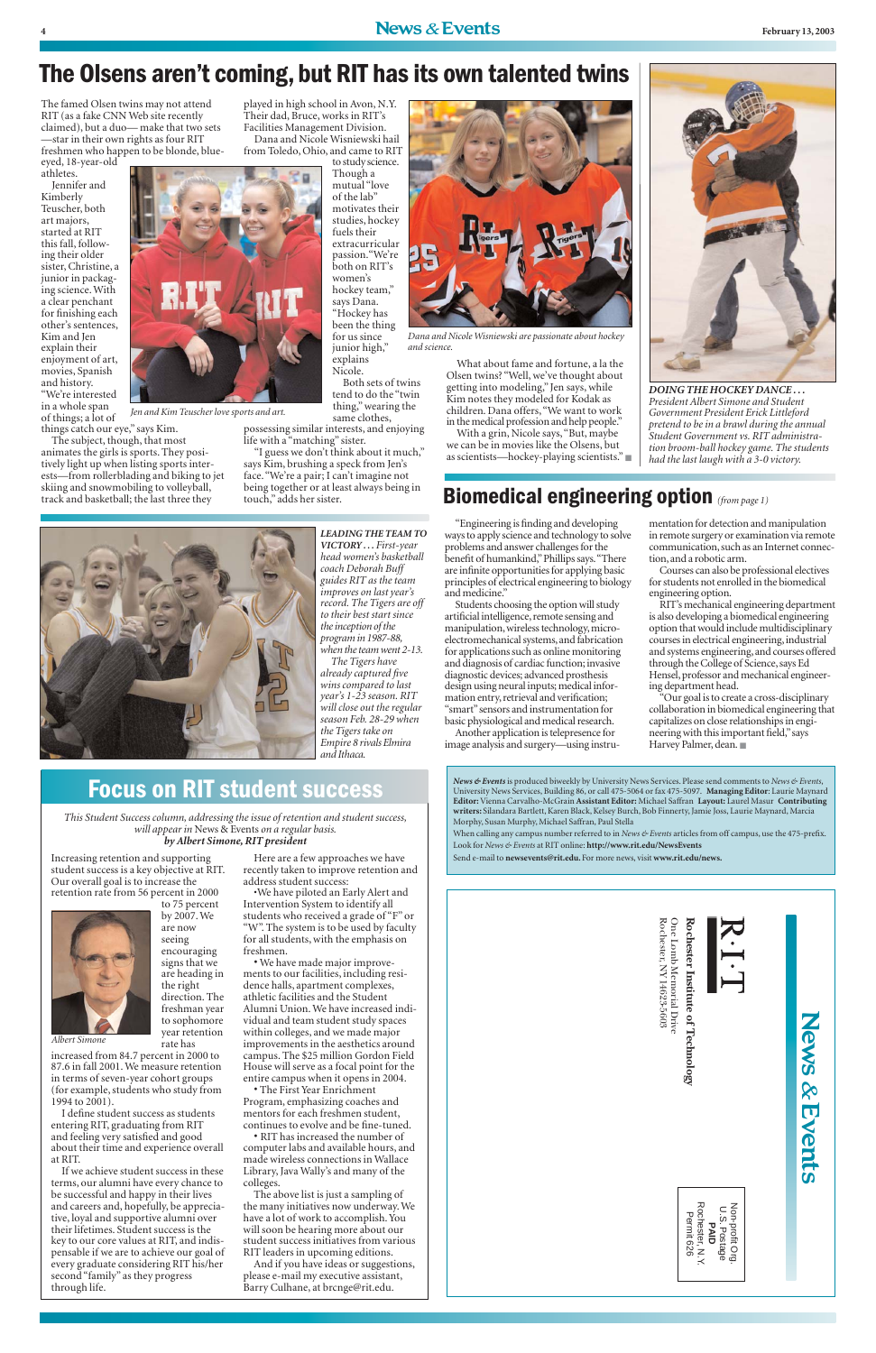# The Olsens aren't coming, but RIT has its own talented twins

The famed Olsen twins may not attend RIT (as a fake CNN Web site recently claimed), but a duo— make that two sets—star in their own rights as four RIT freshmen who happen to be blonde, blue-eyed, 18-year-old athletes.

Jennifer and Kimberly Teuscher, both art majors, started at RIT this fall, following their older sister, Christine, a junior in packaging science. With a clear penchant for finishing each other's sentences, Kim and Jen explain their enjoyment of art, movies, Spanish and history. "We're interested in a whole span of things; a lot of things catch our eye," says Kim.

*Jen and Kim Teuscher love sports and art.*

The subject, though, that most animates the girls is sports. They positively light up when listing sports interests—from rollerblading and biking to jet skiing and snowmobiling to volleyball, track and basketball; the last three they played in high school in Avon, N.Y. Their dad, Bruce, works in RIT's Facilities Management Division.

Dana and Nicole Wisniewski hail from Toledo, Ohio, and came to RIT to study science. Though a mutual "love of the lab" motivates their studies, hockey fuels their extracurricular passion. "We're both on RIT's women's hockey team," says Dana. "Hockey has been the thing for us since junior high," explains Nicole.

Both sets of twins tend to do the "twin thing," wearing the same clothes, possessing similar interests, and enjoying life with a "matching" sister.

"I guess we don't think about it much," says Kim, brushing a speck from Jen's face. "We're a pair; I can't imagine not being together or at least always being in touch," adds her sister.

*Dana and Nicole Wisniewski are passionate about hockey and science.*

What about fame and fortune, a la the Olsen twins? "Well, we've thought about getting into modeling," Jen says, while Kim notes they modeled for Kodak as children. Dana offers, "We want to work in the medical profession and help people."

With a grin, Nicole says, "But, maybe we can be in movies like the Olsens, but as scientists—hockey-playing scientists." ■

*DOING THE HOCKEY DANCE . . . President Albert Simone and Student Government President Erick Littleford pretend to be in a brawl during the annual Student Government vs. RIT administration broom-ball hockey game. The students had the last laugh with a 3-0 victory.*

*LEADING THE TEAM TO VICTORY . . . First-year head women's basketball coach Deborah Buff guides RIT as the team improves on last year's record. The Tigers are off to their best start since the inception of the program in 1987-88, when the team went 2-13. The Tigers have already captured five wins compared to last year's 1-23 season. RIT will close out the regular season Feb. 28-29 when the Tigers take on Empire 8 rivals Elmira and Ithaca.*

## Biomedical engineering option *(from page 1)*

"Engineering is finding and developing ways to apply science and technology to solve problems and answer challenges for the benefit of humankind," Phillips says. "There are infinite opportunities for applying basic principles of electrical engineering to biology and medicine."

Students choosing the option will study artificial intelligence, remote sensing and manipulation, wireless technology, microelectromechanical systems, and fabrication for applications such as online monitoring and diagnosis of cardiac function; invasive diagnostic devices; advanced prosthesis design using neural inputs; medical information entry, retrieval and verification; "smart" sensors and instrumentation for basic physiological and medical research.

Another application is telepresence for image analysis and surgery—using instrumentation for detection and manipulation in remote surgery or examination via remote communication, such as an Internet connection, and a robotic arm.

Courses can also be professional electives for students not enrolled in the biomedical engineering option.

RIT's mechanical engineering department is also developing a biomedical engineering option that would include multidisciplinary courses in electrical engineering, industrial and systems engineering, and courses offered through the College of Science, says Ed Hensel, professor and mechanical engineering department head.

"Our goal is to create a cross-disciplinary collaboration in biomedical engineering that capitalizes on close relationships in engineering with this important field," says Harvey Palmer, dean. ■

## Focus on RIT student success

*This Student Success column, addressing the issue of retention and student success, will appear in* News & Events *on a regular basis.*
***by Albert Simone, RIT president***

Increasing retention and supporting student success is a key objective at RIT. Our overall goal is to increase the retention rate from 56 percent in 2000 to 75 percent by 2007. We are now seeing encouraging signs that we are heading in the right direction. The freshman year to sophomore year retention rate has increased from 84.7 percent in 2000 to 87.6 in fall 2001. We measure retention in terms of seven-year cohort groups (for example, students who study from 1994 to 2001).

*Albert Simone*

I define student success as students entering RIT, graduating from RIT and feeling very satisfied and good about their time and experience overall at RIT.

If we achieve student success in these terms, our alumni have every chance to be successful and happy in their lives and careers and, hopefully, be appreciative, loyal and supportive alumni over their lifetimes. Student success is the key to our core values at RIT, and indispensable if we are to achieve our goal of every graduate considering RIT his/her second "family" as they progress through life.

Here are a few approaches we have recently taken to improve retention and address student success:

- We have piloted an Early Alert and Intervention System to identify all students who received a grade of "F" or "W". The system is to be used by faculty for all students, with the emphasis on freshmen.
- We have made major improvements to our facilities, including residence halls, apartment complexes, athletic facilities and the Student Alumni Union. We have increased individual and team student study spaces within colleges, and we made major improvements in the aesthetics around campus. The $25 million Gordon Field House will serve as a focal point for the entire campus when it opens in 2004.
- The First Year Enrichment Program, emphasizing coaches and mentors for each freshmen student, continues to evolve and be fine-tuned.
- RIT has increased the number of computer labs and available hours, and made wireless connections in Wallace Library, Java Wally's and many of the colleges.

The above list is just a sampling of the many initiatives now underway. We have a lot of work to accomplish. You will soon be hearing more about our student success initiatives from various RIT leaders in upcoming editions.

And if you have ideas or suggestions, please e-mail my executive assistant, Barry Culhane, at brcnge@rit.edu.

*News & Events* is produced biweekly by University News Services, Building 86, or call 475-5064 or fax 475-5097. **Managing Editor:** Laurie Maynard **Editor:** Vienna Carvalho-McGrain **Assistant Editor:** Michael Saffran **Layout:** Laurel Masur **Contributing writers:** Silandara Bartlett, Karen Black, Kelsey Burch, Bob Finnerty, Jamie Joss, Laurie Maynard, Marcia Morphy, Susan Murphy, Michael Saffran, Paul Stella

When calling any campus number referred to in *News & Events* articles from off campus, use the 475-prefix. Look for *News & Events* at RIT online: **http://www.rit.edu/NewsEvents**

Send e-mail to **newsevents@rit.edu.** For more news, visit **www.rit.edu/news.**

News & Events

R·I·T
**Rochester Institute of Technology**
One Lomb Memorial Drive
Rochester, NY 14623-5603

Non-profit Org.
U.S. Postage
**PAID**
Rochester, N.Y.
Permit 626